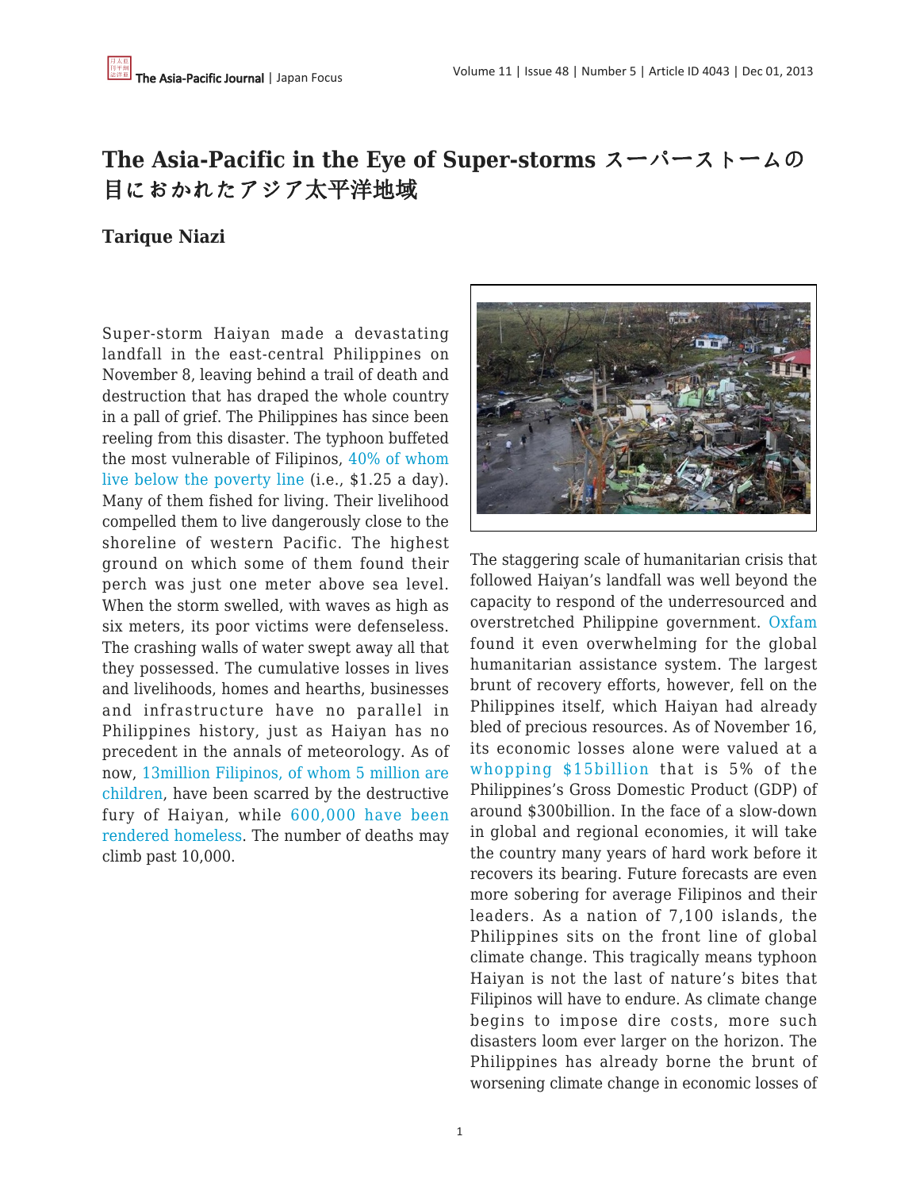# The Asia-Pacific in the Eye of Super-storms スーパーストームの目におかれたアジア太平洋地域

**Tarique Niazi**

Super-storm Haiyan made a devastating landfall in the east-central Philippines on November 8, leaving behind a trail of death and destruction that has draped the whole country in a pall of grief. The Philippines has since been reeling from this disaster. The typhoon buffeted the most vulnerable of Filipinos, 40% of whom live below the poverty line (i.e., $1.25 a day). Many of them fished for living. Their livelihood compelled them to live dangerously close to the shoreline of western Pacific. The highest ground on which some of them found their perch was just one meter above sea level. When the storm swelled, with waves as high as six meters, its poor victims were defenseless. The crashing walls of water swept away all that they possessed. The cumulative losses in lives and livelihoods, homes and hearths, businesses and infrastructure have no parallel in Philippines history, just as Haiyan has no precedent in the annals of meteorology. As of now, 13million Filipinos, of whom 5 million are children, have been scarred by the destructive fury of Haiyan, while 600,000 have been rendered homeless. The number of deaths may climb past 10,000.

The staggering scale of humanitarian crisis that followed Haiyan's landfall was well beyond the capacity to respond of the underresourced and overstretched Philippine government. Oxfam found it even overwhelming for the global humanitarian assistance system. The largest brunt of recovery efforts, however, fell on the Philippines itself, which Haiyan had already bled of precious resources. As of November 16, its economic losses alone were valued at a whopping $15billion that is 5% of the Philippines's Gross Domestic Product (GDP) of around $300billion. In the face of a slow-down in global and regional economies, it will take the country many years of hard work before it recovers its bearing. Future forecasts are even more sobering for average Filipinos and their leaders. As a nation of 7,100 islands, the Philippines sits on the front line of global climate change. This tragically means typhoon Haiyan is not the last of nature's bites that Filipinos will have to endure. As climate change begins to impose dire costs, more such disasters loom ever larger on the horizon. The Philippines has already borne the brunt of worsening climate change in economic losses of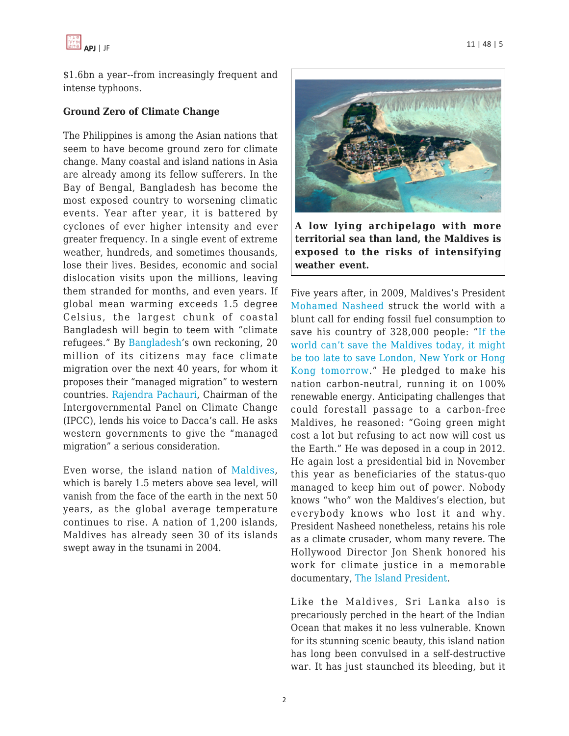$1.6bn a year--from increasingly frequent and intense typhoons.

**Ground Zero of Climate Change**

The Philippines is among the Asian nations that seem to have become ground zero for climate change. Many coastal and island nations in Asia are already among its fellow sufferers. In the Bay of Bengal, Bangladesh has become the most exposed country to worsening climatic events. Year after year, it is battered by cyclones of ever higher intensity and ever greater frequency. In a single event of extreme weather, hundreds, and sometimes thousands, lose their lives. Besides, economic and social dislocation visits upon the millions, leaving them stranded for months, and even years. If global mean warming exceeds 1.5 degree Celsius, the largest chunk of coastal Bangladesh will begin to teem with "climate refugees." By Bangladesh's own reckoning, 20 million of its citizens may face climate migration over the next 40 years, for whom it proposes their "managed migration" to western countries. Rajendra Pachauri, Chairman of the Intergovernmental Panel on Climate Change (IPCC), lends his voice to Dacca's call. He asks western governments to give the "managed migration" a serious consideration.

Even worse, the island nation of Maldives, which is barely 1.5 meters above sea level, will vanish from the face of the earth in the next 50 years, as the global average temperature continues to rise. A nation of 1,200 islands, Maldives has already seen 30 of its islands swept away in the tsunami in 2004.

**A low lying archipelago with more territorial sea than land, the Maldives is exposed to the risks of intensifying weather event.**

Five years after, in 2009, Maldives's President Mohamed Nasheed struck the world with a blunt call for ending fossil fuel consumption to save his country of 328,000 people: "If the world can't save the Maldives today, it might be too late to save London, New York or Hong Kong tomorrow." He pledged to make his nation carbon-neutral, running it on 100% renewable energy. Anticipating challenges that could forestall passage to a carbon-free Maldives, he reasoned: "Going green might cost a lot but refusing to act now will cost us the Earth." He was deposed in a coup in 2012. He again lost a presidential bid in November this year as beneficiaries of the status-quo managed to keep him out of power. Nobody knows "who" won the Maldives's election, but everybody knows who lost it and why. President Nasheed nonetheless, retains his role as a climate crusader, whom many revere. The Hollywood Director Jon Shenk honored his work for climate justice in a memorable documentary, The Island President.

Like the Maldives, Sri Lanka also is precariously perched in the heart of the Indian Ocean that makes it no less vulnerable. Known for its stunning scenic beauty, this island nation has long been convulsed in a self-destructive war. It has just staunched its bleeding, but it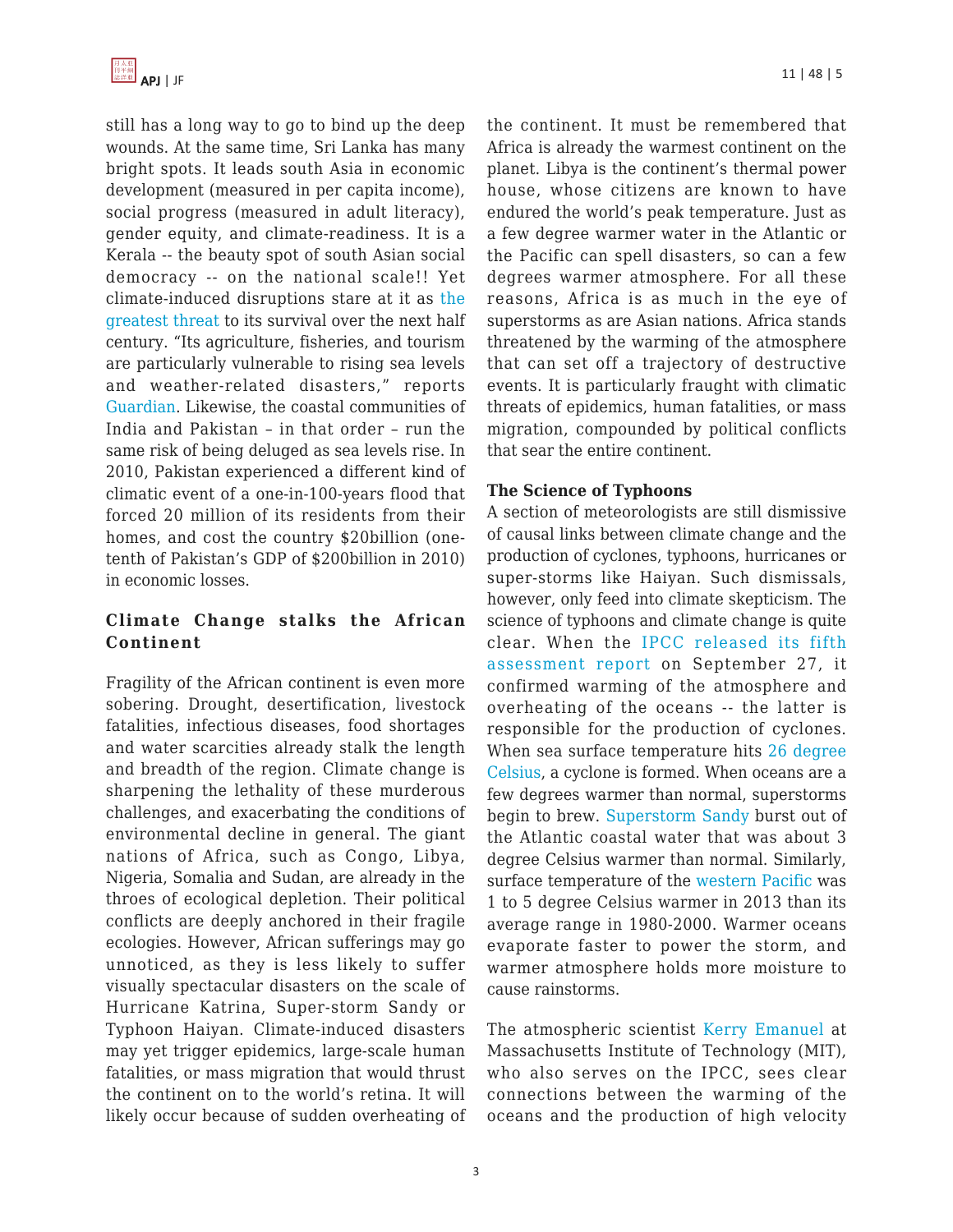still has a long way to go to bind up the deep wounds. At the same time, Sri Lanka has many bright spots. It leads south Asia in economic development (measured in per capita income), social progress (measured in adult literacy), gender equity, and climate-readiness. It is a Kerala -- the beauty spot of south Asian social democracy -- on the national scale!! Yet climate-induced disruptions stare at it as the greatest threat to its survival over the next half century. "Its agriculture, fisheries, and tourism are particularly vulnerable to rising sea levels and weather-related disasters," reports Guardian. Likewise, the coastal communities of India and Pakistan – in that order – run the same risk of being deluged as sea levels rise. In 2010, Pakistan experienced a different kind of climatic event of a one-in-100-years flood that forced 20 million of its residents from their homes, and cost the country $20billion (one-tenth of Pakistan's GDP of $200billion in 2010) in economic losses.

## Climate Change stalks the African Continent

Fragility of the African continent is even more sobering. Drought, desertification, livestock fatalities, infectious diseases, food shortages and water scarcities already stalk the length and breadth of the region. Climate change is sharpening the lethality of these murderous challenges, and exacerbating the conditions of environmental decline in general. The giant nations of Africa, such as Congo, Libya, Nigeria, Somalia and Sudan, are already in the throes of ecological depletion. Their political conflicts are deeply anchored in their fragile ecologies. However, African sufferings may go unnoticed, as they is less likely to suffer visually spectacular disasters on the scale of Hurricane Katrina, Super-storm Sandy or Typhoon Haiyan. Climate-induced disasters may yet trigger epidemics, large-scale human fatalities, or mass migration that would thrust the continent on to the world's retina. It will likely occur because of sudden overheating of the continent. It must be remembered that Africa is already the warmest continent on the planet. Libya is the continent's thermal power house, whose citizens are known to have endured the world's peak temperature. Just as a few degree warmer water in the Atlantic or the Pacific can spell disasters, so can a few degrees warmer atmosphere. For all these reasons, Africa is as much in the eye of superstorms as are Asian nations. Africa stands threatened by the warming of the atmosphere that can set off a trajectory of destructive events. It is particularly fraught with climatic threats of epidemics, human fatalities, or mass migration, compounded by political conflicts that sear the entire continent.

## The Science of Typhoons

A section of meteorologists are still dismissive of causal links between climate change and the production of cyclones, typhoons, hurricanes or super-storms like Haiyan. Such dismissals, however, only feed into climate skepticism. The science of typhoons and climate change is quite clear. When the IPCC released its fifth assessment report on September 27, it confirmed warming of the atmosphere and overheating of the oceans -- the latter is responsible for the production of cyclones. When sea surface temperature hits 26 degree Celsius, a cyclone is formed. When oceans are a few degrees warmer than normal, superstorms begin to brew. Superstorm Sandy burst out of the Atlantic coastal water that was about 3 degree Celsius warmer than normal. Similarly, surface temperature of the western Pacific was 1 to 5 degree Celsius warmer in 2013 than its average range in 1980-2000. Warmer oceans evaporate faster to power the storm, and warmer atmosphere holds more moisture to cause rainstorms.

The atmospheric scientist Kerry Emanuel at Massachusetts Institute of Technology (MIT), who also serves on the IPCC, sees clear connections between the warming of the oceans and the production of high velocity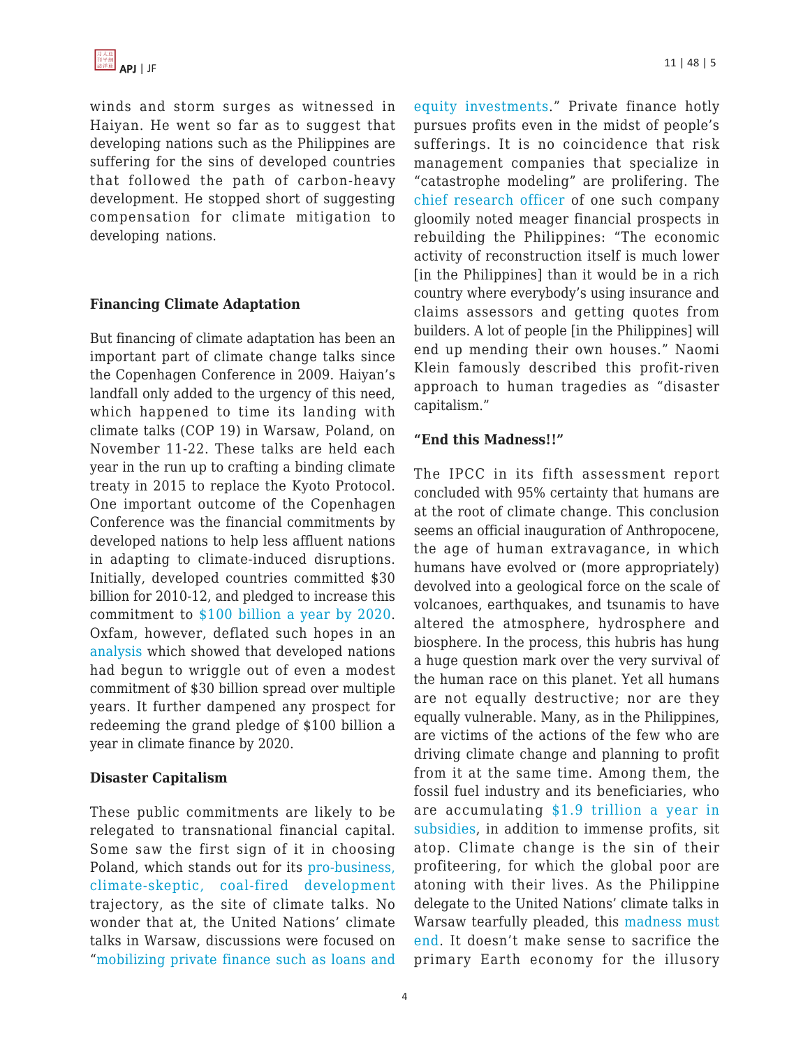winds and storm surges as witnessed in Haiyan. He went so far as to suggest that developing nations such as the Philippines are suffering for the sins of developed countries that followed the path of carbon-heavy development. He stopped short of suggesting compensation for climate mitigation to developing nations.

### Financing Climate Adaptation

But financing of climate adaptation has been an important part of climate change talks since the Copenhagen Conference in 2009. Haiyan's landfall only added to the urgency of this need, which happened to time its landing with climate talks (COP 19) in Warsaw, Poland, on November 11-22. These talks are held each year in the run up to crafting a binding climate treaty in 2015 to replace the Kyoto Protocol. One important outcome of the Copenhagen Conference was the financial commitments by developed nations to help less affluent nations in adapting to climate-induced disruptions. Initially, developed countries committed $30 billion for 2010-12, and pledged to increase this commitment to $100 billion a year by 2020. Oxfam, however, deflated such hopes in an analysis which showed that developed nations had begun to wriggle out of even a modest commitment of $30 billion spread over multiple years. It further dampened any prospect for redeeming the grand pledge of $100 billion a year in climate finance by 2020.

### Disaster Capitalism

These public commitments are likely to be relegated to transnational financial capital. Some saw the first sign of it in choosing Poland, which stands out for its pro-business, climate-skeptic, coal-fired development trajectory, as the site of climate talks. No wonder that at, the United Nations' climate talks in Warsaw, discussions were focused on "mobilizing private finance such as loans and equity investments." Private finance hotly pursues profits even in the midst of people's sufferings. It is no coincidence that risk management companies that specialize in "catastrophe modeling" are prolifering. The chief research officer of one such company gloomily noted meager financial prospects in rebuilding the Philippines: "The economic activity of reconstruction itself is much lower [in the Philippines] than it would be in a rich country where everybody's using insurance and claims assessors and getting quotes from builders. A lot of people [in the Philippines] will end up mending their own houses." Naomi Klein famously described this profit-riven approach to human tragedies as "disaster capitalism."

### "End this Madness!!"

The IPCC in its fifth assessment report concluded with 95% certainty that humans are at the root of climate change. This conclusion seems an official inauguration of Anthropocene, the age of human extravagance, in which humans have evolved or (more appropriately) devolved into a geological force on the scale of volcanoes, earthquakes, and tsunamis to have altered the atmosphere, hydrosphere and biosphere. In the process, this hubris has hung a huge question mark over the very survival of the human race on this planet. Yet all humans are not equally destructive; nor are they equally vulnerable. Many, as in the Philippines, are victims of the actions of the few who are driving climate change and planning to profit from it at the same time. Among them, the fossil fuel industry and its beneficiaries, who are accumulating $1.9 trillion a year in subsidies, in addition to immense profits, sit atop. Climate change is the sin of their profiteering, for which the global poor are atoning with their lives. As the Philippine delegate to the United Nations' climate talks in Warsaw tearfully pleaded, this madness must end. It doesn't make sense to sacrifice the primary Earth economy for the illusory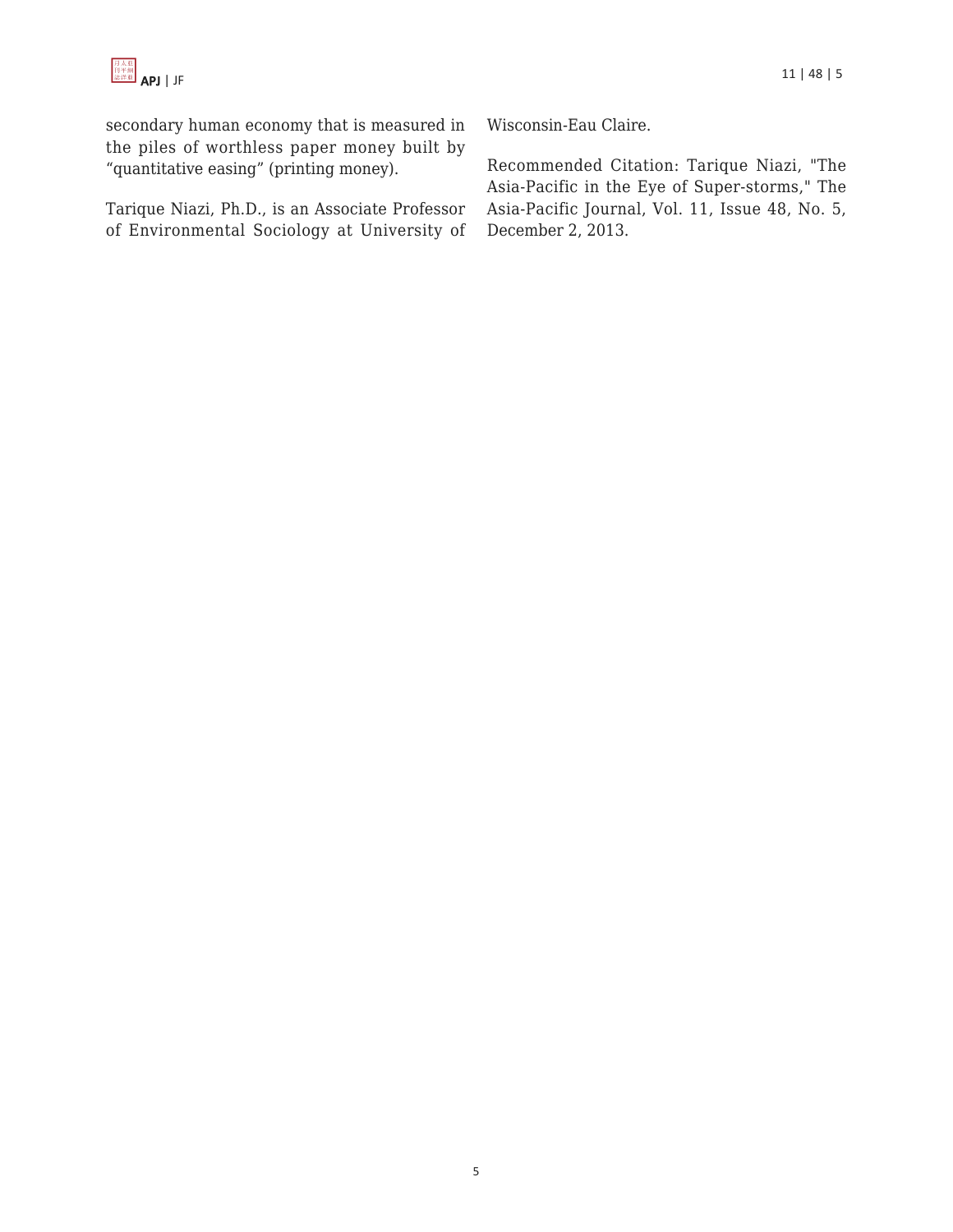secondary human economy that is measured in the piles of worthless paper money built by "quantitative easing" (printing money).

Tarique Niazi, Ph.D., is an Associate Professor of Environmental Sociology at University of Wisconsin-Eau Claire.

Recommended Citation: Tarique Niazi, "The Asia-Pacific in the Eye of Super-storms," The Asia-Pacific Journal, Vol. 11, Issue 48, No. 5, December 2, 2013.